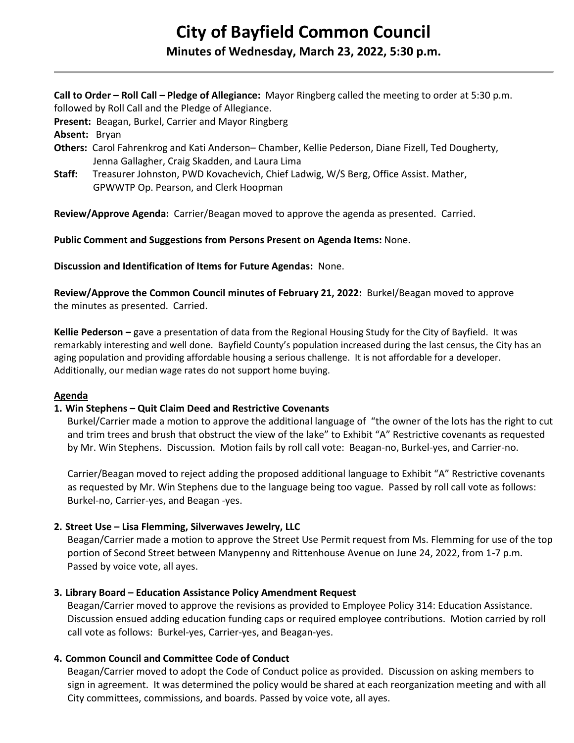# City of Bayfield Common Council

## Minutes of Wednesday, March 23, 2022, 5:30 p.m.

**Call to Order – Roll Call – Pledge of Allegiance:** Mayor Ringberg called the meeting to order at 5:30 p.m. followed by Roll Call and the Pledge of Allegiance.

**Present:** Beagan, Burkel, Carrier and Mayor Ringberg

**Absent:** Bryan

**Others:** Carol Fahrenkrog and Kati Anderson– Chamber, Kellie Pederson, Diane Fizell, Ted Dougherty, Jenna Gallagher, Craig Skadden, and Laura Lima

**Staff:** Treasurer Johnston, PWD Kovachevich, Chief Ladwig, W/S Berg, Office Assist. Mather, GPWWTP Op. Pearson, and Clerk Hoopman

**Review/Approve Agenda:** Carrier/Beagan moved to approve the agenda as presented. Carried.

**Public Comment and Suggestions from Persons Present on Agenda Items:** None.

**Discussion and Identification of Items for Future Agendas:** None.

**Review/Approve the Common Council minutes of February 21, 2022:** Burkel/Beagan moved to approve the minutes as presented. Carried.

**Kellie Pederson –** gave a presentation of data from the Regional Housing Study for the City of Bayfield. It was remarkably interesting and well done. Bayfield County's population increased during the last census, the City has an aging population and providing affordable housing a serious challenge. It is not affordable for a developer. Additionally, our median wage rates do not support home buying.

**<u>Agenda</u>**

**1. Win Stephens – Quit Claim Deed and Restrictive Covenants**

Burkel/Carrier made a motion to approve the additional language of "the owner of the lots has the right to cut and trim trees and brush that obstruct the view of the lake" to Exhibit "A" Restrictive covenants as requested by Mr. Win Stephens. Discussion. Motion fails by roll call vote: Beagan-no, Burkel-yes, and Carrier-no.

Carrier/Beagan moved to reject adding the proposed additional language to Exhibit "A" Restrictive covenants as requested by Mr. Win Stephens due to the language being too vague. Passed by roll call vote as follows: Burkel-no, Carrier-yes, and Beagan -yes.

**2. Street Use – Lisa Flemming, Silverwaves Jewelry, LLC**

Beagan/Carrier made a motion to approve the Street Use Permit request from Ms. Flemming for use of the top portion of Second Street between Manypenny and Rittenhouse Avenue on June 24, 2022, from 1-7 p.m. Passed by voice vote, all ayes.

**3. Library Board – Education Assistance Policy Amendment Request**

Beagan/Carrier moved to approve the revisions as provided to Employee Policy 314: Education Assistance. Discussion ensued adding education funding caps or required employee contributions. Motion carried by roll call vote as follows: Burkel-yes, Carrier-yes, and Beagan-yes.

**4. Common Council and Committee Code of Conduct**

Beagan/Carrier moved to adopt the Code of Conduct police as provided. Discussion on asking members to sign in agreement. It was determined the policy would be shared at each reorganization meeting and with all City committees, commissions, and boards. Passed by voice vote, all ayes.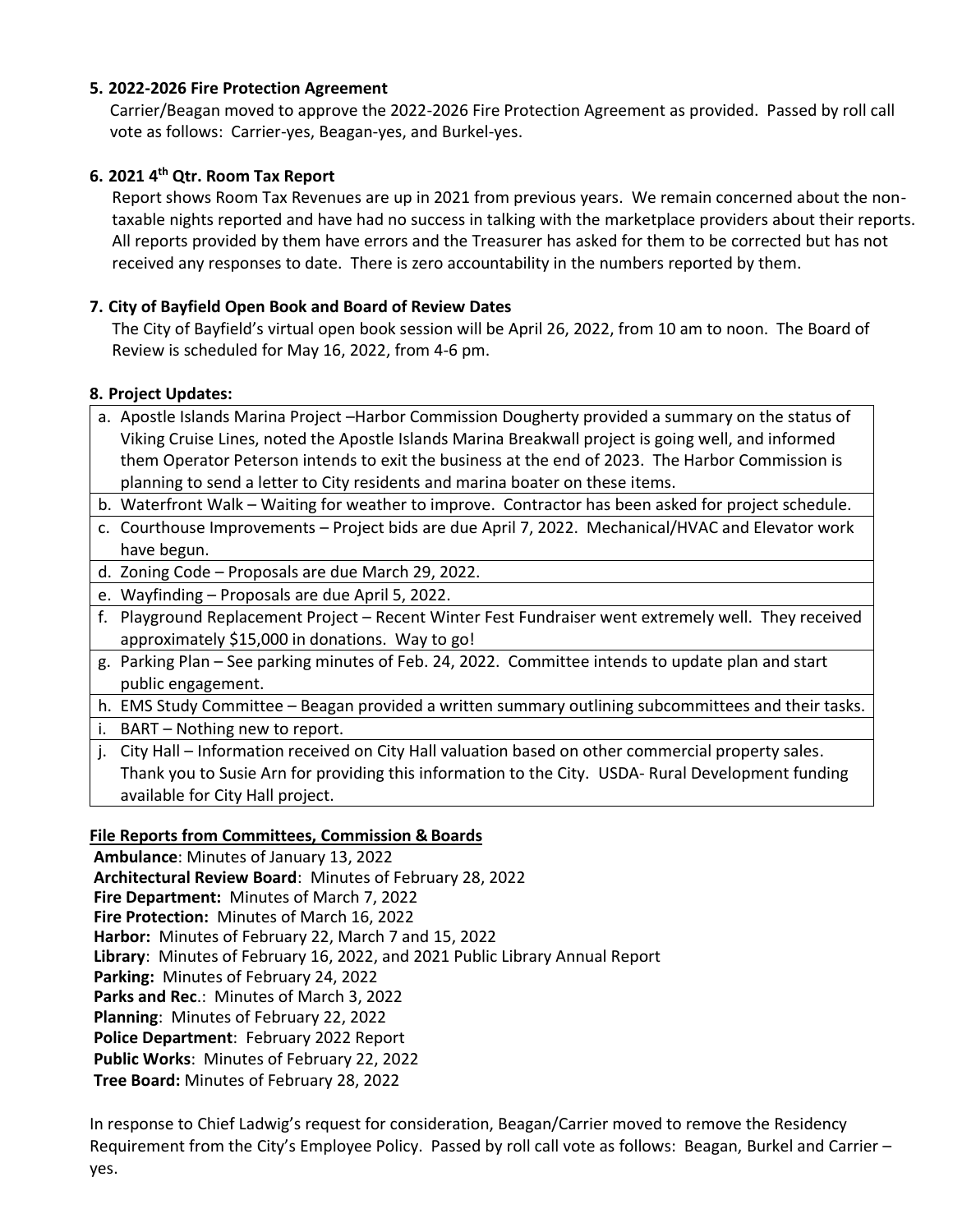**5. 2022-2026 Fire Protection Agreement**

Carrier/Beagan moved to approve the 2022-2026 Fire Protection Agreement as provided. Passed by roll call vote as follows: Carrier-yes, Beagan-yes, and Burkel-yes.

**6. 2021 4th Qtr. Room Tax Report**

Report shows Room Tax Revenues are up in 2021 from previous years. We remain concerned about the non-taxable nights reported and have had no success in talking with the marketplace providers about their reports. All reports provided by them have errors and the Treasurer has asked for them to be corrected but has not received any responses to date. There is zero accountability in the numbers reported by them.

**7. City of Bayfield Open Book and Board of Review Dates**

The City of Bayfield's virtual open book session will be April 26, 2022, from 10 am to noon. The Board of Review is scheduled for May 16, 2022, from 4-6 pm.

**8. Project Updates:**

a. Apostle Islands Marina Project –Harbor Commission Dougherty provided a summary on the status of Viking Cruise Lines, noted the Apostle Islands Marina Breakwall project is going well, and informed them Operator Peterson intends to exit the business at the end of 2023. The Harbor Commission is planning to send a letter to City residents and marina boater on these items.

b. Waterfront Walk – Waiting for weather to improve. Contractor has been asked for project schedule.

c. Courthouse Improvements – Project bids are due April 7, 2022. Mechanical/HVAC and Elevator work have begun.

d. Zoning Code – Proposals are due March 29, 2022.

e. Wayfinding – Proposals are due April 5, 2022.

f. Playground Replacement Project – Recent Winter Fest Fundraiser went extremely well. They received approximately $15,000 in donations. Way to go!

g. Parking Plan – See parking minutes of Feb. 24, 2022. Committee intends to update plan and start public engagement.

h. EMS Study Committee – Beagan provided a written summary outlining subcommittees and their tasks.

i. BART – Nothing new to report.

j. City Hall – Information received on City Hall valuation based on other commercial property sales. Thank you to Susie Arn for providing this information to the City. USDA- Rural Development funding available for City Hall project.

**File Reports from Committees, Commission & Boards**

**Ambulance**: Minutes of January 13, 2022
**Architectural Review Board**: Minutes of February 28, 2022
**Fire Department:** Minutes of March 7, 2022
**Fire Protection:** Minutes of March 16, 2022
**Harbor:** Minutes of February 22, March 7 and 15, 2022
**Library**: Minutes of February 16, 2022, and 2021 Public Library Annual Report
**Parking:** Minutes of February 24, 2022
**Parks and Rec**.: Minutes of March 3, 2022
**Planning**: Minutes of February 22, 2022
**Police Department**: February 2022 Report
**Public Works**: Minutes of February 22, 2022
**Tree Board:** Minutes of February 28, 2022

In response to Chief Ladwig's request for consideration, Beagan/Carrier moved to remove the Residency Requirement from the City's Employee Policy. Passed by roll call vote as follows: Beagan, Burkel and Carrier – yes.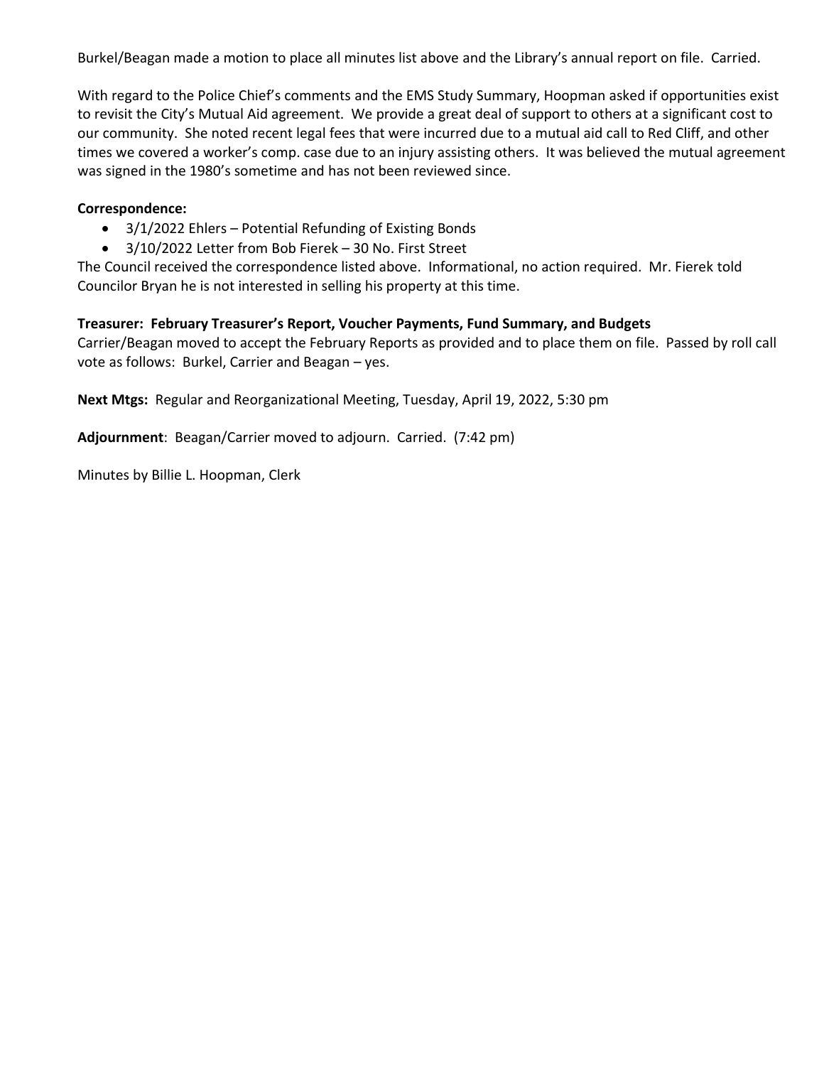Burkel/Beagan made a motion to place all minutes list above and the Library's annual report on file. Carried.

With regard to the Police Chief's comments and the EMS Study Summary, Hoopman asked if opportunities exist to revisit the City's Mutual Aid agreement. We provide a great deal of support to others at a significant cost to our community. She noted recent legal fees that were incurred due to a mutual aid call to Red Cliff, and other times we covered a worker's comp. case due to an injury assisting others. It was believed the mutual agreement was signed in the 1980's sometime and has not been reviewed since.

**Correspondence:**

- 3/1/2022 Ehlers – Potential Refunding of Existing Bonds
- 3/10/2022 Letter from Bob Fierek – 30 No. First Street

The Council received the correspondence listed above. Informational, no action required. Mr. Fierek told Councilor Bryan he is not interested in selling his property at this time.

**Treasurer: February Treasurer's Report, Voucher Payments, Fund Summary, and Budgets**

Carrier/Beagan moved to accept the February Reports as provided and to place them on file. Passed by roll call vote as follows: Burkel, Carrier and Beagan – yes.

**Next Mtgs:** Regular and Reorganizational Meeting, Tuesday, April 19, 2022, 5:30 pm

**Adjournment**: Beagan/Carrier moved to adjourn. Carried. (7:42 pm)

Minutes by Billie L. Hoopman, Clerk